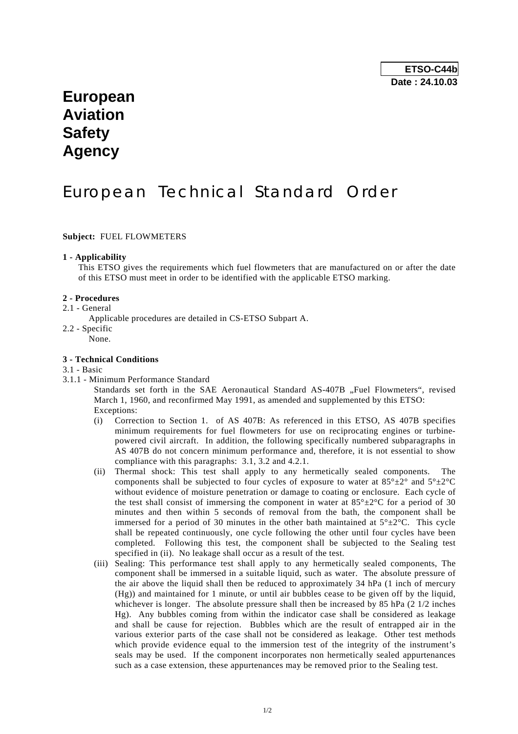**ETSO-C44b**
**Date : 24.10.03**

# European Aviation Safety Agency

# European Technical Standard Order

**Subject:** FUEL FLOWMETERS

**1 - Applicability**

This ETSO gives the requirements which fuel flowmeters that are manufactured on or after the date of this ETSO must meet in order to be identified with the applicable ETSO marking.

**2 - Procedures**

2.1 - General

Applicable procedures are detailed in CS-ETSO Subpart A.

2.2 - Specific

None.

**3 - Technical Conditions**

3.1 - Basic

3.1.1 - Minimum Performance Standard

Standards set forth in the SAE Aeronautical Standard AS-407B „Fuel Flowmeters", revised March 1, 1960, and reconfirmed May 1991, as amended and supplemented by this ETSO:

Exceptions:

(i) Correction to Section 1. of AS 407B: As referenced in this ETSO, AS 407B specifies minimum requirements for fuel flowmeters for use on reciprocating engines or turbine-powered civil aircraft. In addition, the following specifically numbered subparagraphs in AS 407B do not concern minimum performance and, therefore, it is not essential to show compliance with this paragraphs: 3.1, 3.2 and 4.2.1.

(ii) Thermal shock: This test shall apply to any hermetically sealed components. The components shall be subjected to four cycles of exposure to water at 85°±2° and 5°±2°C without evidence of moisture penetration or damage to coating or enclosure. Each cycle of the test shall consist of immersing the component in water at 85°±2°C for a period of 30 minutes and then within 5 seconds of removal from the bath, the component shall be immersed for a period of 30 minutes in the other bath maintained at 5°±2°C. This cycle shall be repeated continuously, one cycle following the other until four cycles have been completed. Following this test, the component shall be subjected to the Sealing test specified in (ii). No leakage shall occur as a result of the test.

(iii) Sealing: This performance test shall apply to any hermetically sealed components, The component shall be immersed in a suitable liquid, such as water. The absolute pressure of the air above the liquid shall then be reduced to approximately 34 hPa (1 inch of mercury (Hg)) and maintained for 1 minute, or until air bubbles cease to be given off by the liquid, whichever is longer. The absolute pressure shall then be increased by 85 hPa (2 1/2 inches Hg). Any bubbles coming from within the indicator case shall be considered as leakage and shall be cause for rejection. Bubbles which are the result of entrapped air in the various exterior parts of the case shall not be considered as leakage. Other test methods which provide evidence equal to the immersion test of the integrity of the instrument's seals may be used. If the component incorporates non hermetically sealed appurtenances such as a case extension, these appurtenances may be removed prior to the Sealing test.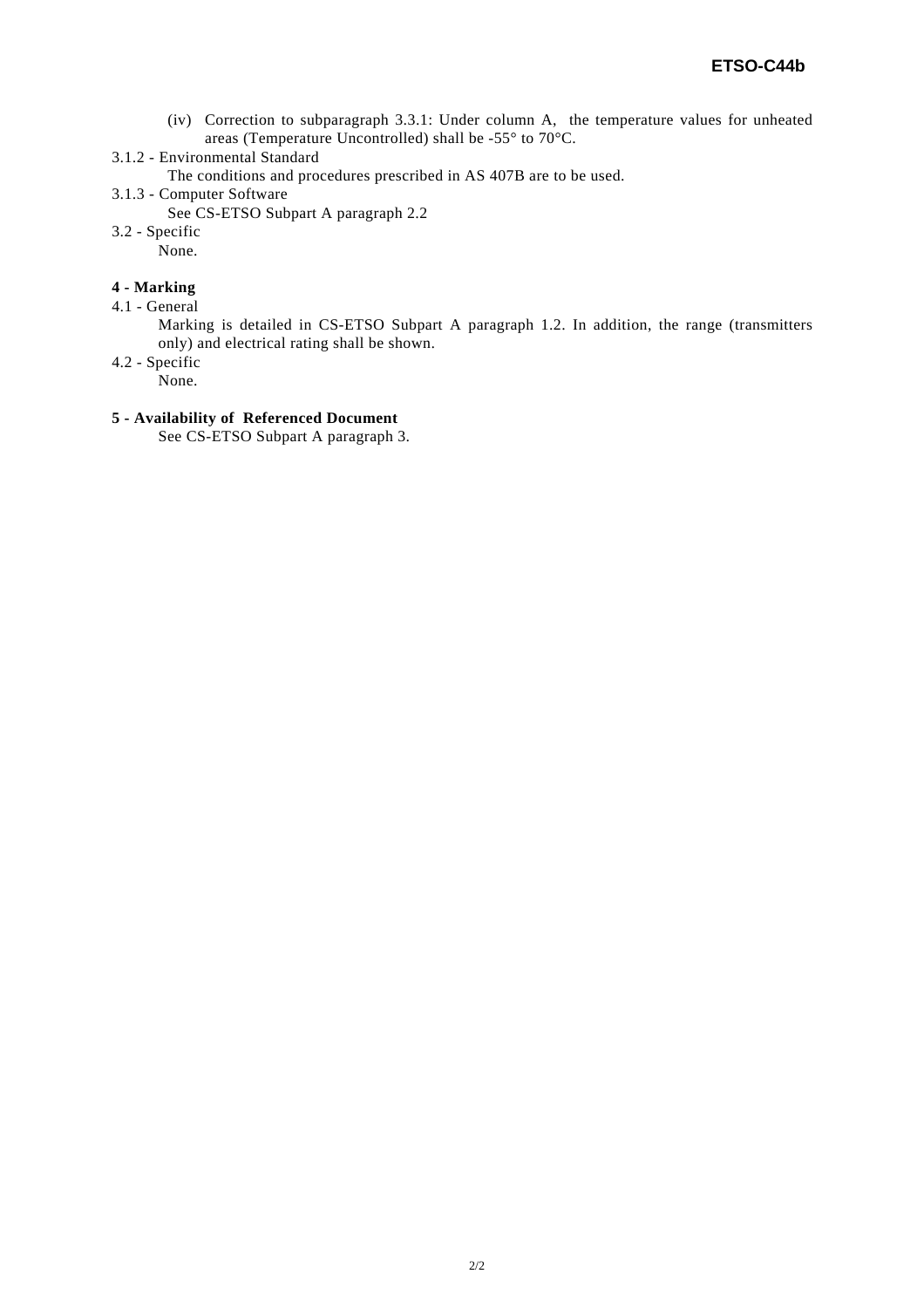(iv) Correction to subparagraph 3.3.1: Under column A, the temperature values for unheated areas (Temperature Uncontrolled) shall be -55° to 70°C.

3.1.2 - Environmental Standard

The conditions and procedures prescribed in AS 407B are to be used.

3.1.3 - Computer Software

See CS-ETSO Subpart A paragraph 2.2

3.2 - Specific

None.

## 4 - Marking

4.1 - General

Marking is detailed in CS-ETSO Subpart A paragraph 1.2. In addition, the range (transmitters only) and electrical rating shall be shown.

4.2 - Specific

None.

## 5 - Availability of Referenced Document

See CS-ETSO Subpart A paragraph 3.